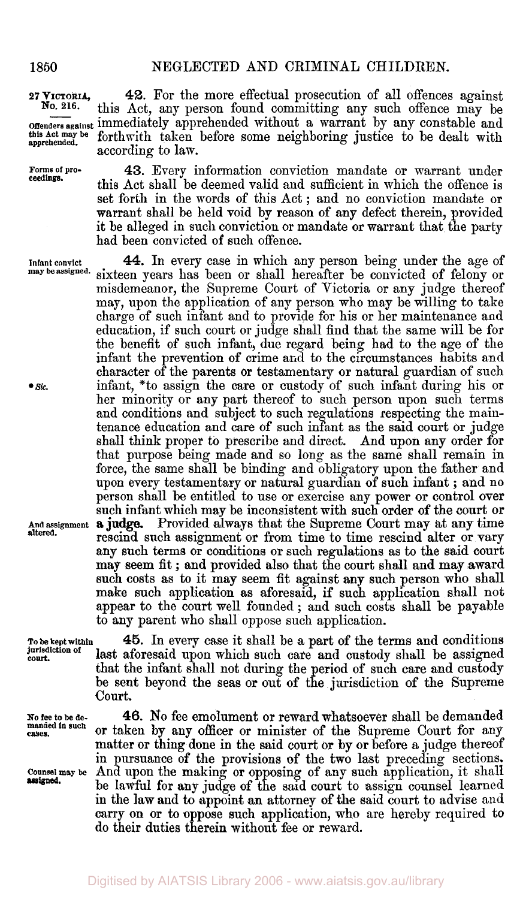27 VICTORIA, No. 216.

*Offenders against this Act may be apprehended.*

**42.** For the more effectual prosecution of all offences against this Act, any person found committing any such offence may be immediately apprehended without a warrant by any constable and forthwith taken before some neighboring justice to be dealt with according to law.

*Forms of proceedings.*

**43.** Every information conviction mandate or warrant under this Act shall be deemed valid and sufficient in which the offence is set forth in the words of this Act; and no conviction mandate or warrant shall be held void by reason of any defect therein, provided it be alleged in such conviction or mandate or warrant that the party had been convicted of such offence.

*Infant convict may be assigned.*

**44.** In every case in which any person being under the age of sixteen years has been or shall hereafter be convicted of felony or misdemeanor, the Supreme Court of Victoria or any judge thereof may, upon the application of any person who may be willing to take charge of such infant and to provide for his or her maintenance and education, if such court or judge shall find that the same will be for the benefit of such infant, due regard being had to the age of the infant the prevention of crime and to the circumstances habits and character of the parents or testamentary or natural guardian of such infant, *to assign the care or custody of such infant during his or her minority or any part thereof to such person upon such terms and conditions and subject to such regulations respecting the maintenance education and care of such infant as the said court or judge shall think proper to prescribe and direct. And upon any order for that purpose being made and so long as the same shall remain in force, the same shall be binding and obligatory upon the father and upon every testamentary or natural guardian of such infant; and no person shall be entitled to use or exercise any power or control over such infant which may be inconsistent with such order of the court or a judge. Provided always that the Supreme Court may at any time rescind such assignment or from time to time rescind alter or vary any such terms or conditions or such regulations as to the said court may seem fit; and provided also that the court shall and may award such costs as to it may seem fit against any such person who shall make such application as aforesaid, if such application shall not appear to the court well founded; and such costs shall be payable to any parent who shall oppose such application.

*\* Sic.*

*And assignment altered.*

*To be kept within jurisdiction of court.*

**45.** In every case it shall be a part of the terms and conditions last aforesaid upon which such care and custody shall be assigned that the infant shall not during the period of such care and custody be sent beyond the seas or out of the jurisdiction of the Supreme Court.

*No fee to be demanded in such cases.*

**46.** No fee emolument or reward whatsoever shall be demanded or taken by any officer or minister of the Supreme Court for any matter or thing done in the said court or by or before a judge thereof in pursuance of the provisions of the two last preceding sections. And upon the making or opposing of any such application, it shall be lawful for any judge of the said court to assign counsel learned in the law and to appoint an attorney of the said court to advise and carry on or to oppose such application, who are hereby required to do their duties therein without fee or reward.

*Counsel may be assigned.*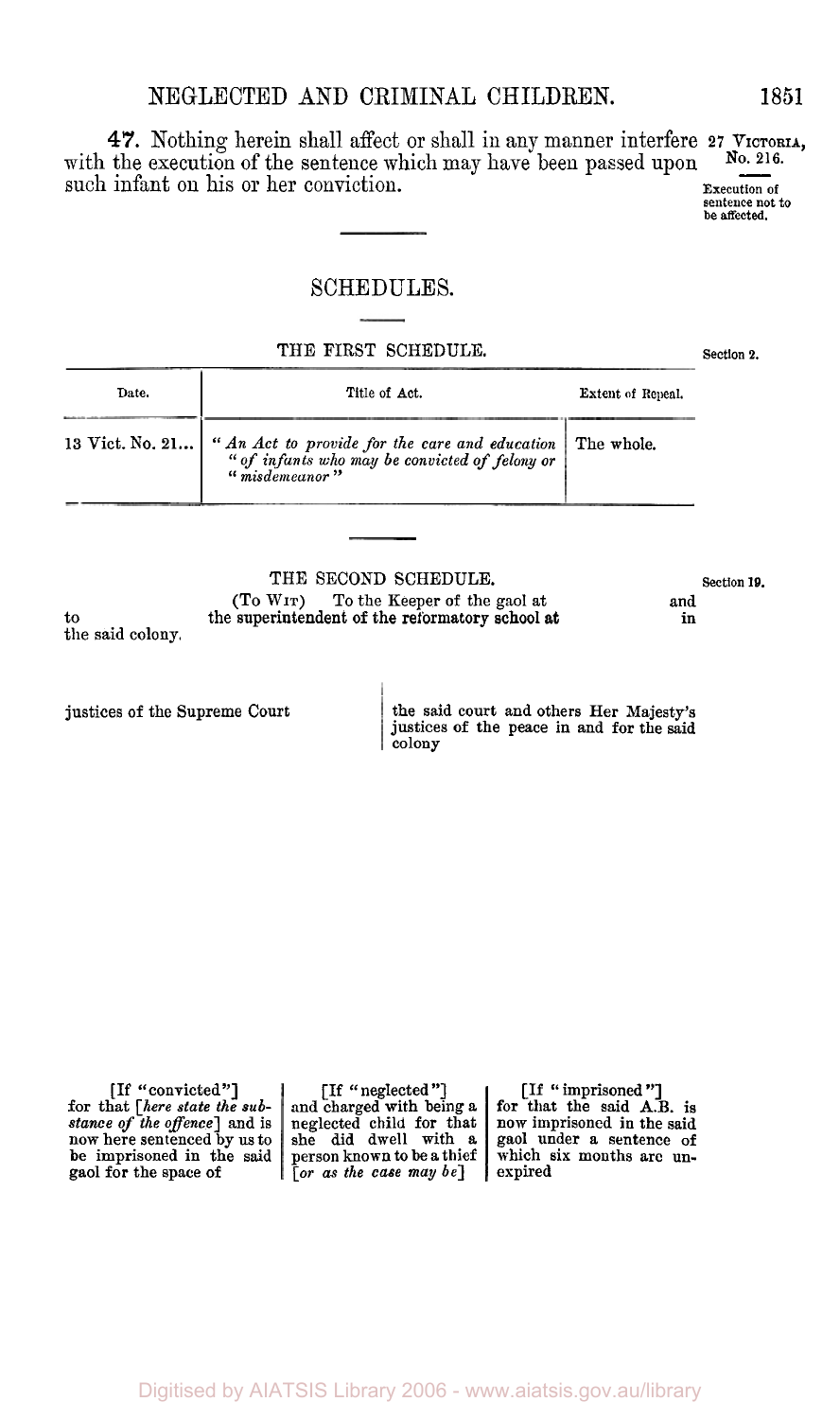**47.** Nothing herein shall affect or shall in any manner interfere with the execution of the sentence which may have been passed upon such infant on his or her conviction.

27 VICTORIA, No. 216.

Execution of sentence not to be affected.

## SCHEDULES.

### THE FIRST SCHEDULE.

Section 2.

| Date. | Title of Act. | Extent of Repeal. |
|---|---|---|
| 13 Vict. No. 21... | *"An Act to provide for the care and education "of infants who may be convicted of felony or "misdemeanor"* | The whole. |

### THE SECOND SCHEDULE.

Section 19.

(TO WIT) To the Keeper of the gaol at and to the superintendent of the reformatory school at in the said colony.

justices of the Supreme Court

the said court and others Her Majesty's justices of the peace in and for the said colony

[If "convicted"] for that [*here state the substance of the offence*] and is now here sentenced by us to be imprisoned in the said gaol for the space of

[If "neglected"] and charged with being a neglected child for that she did dwell with a person known to be a thief [*or as the case may be*]

[If "imprisoned"] for that the said A.B. is now imprisoned in the said gaol under a sentence of which six months are unexpired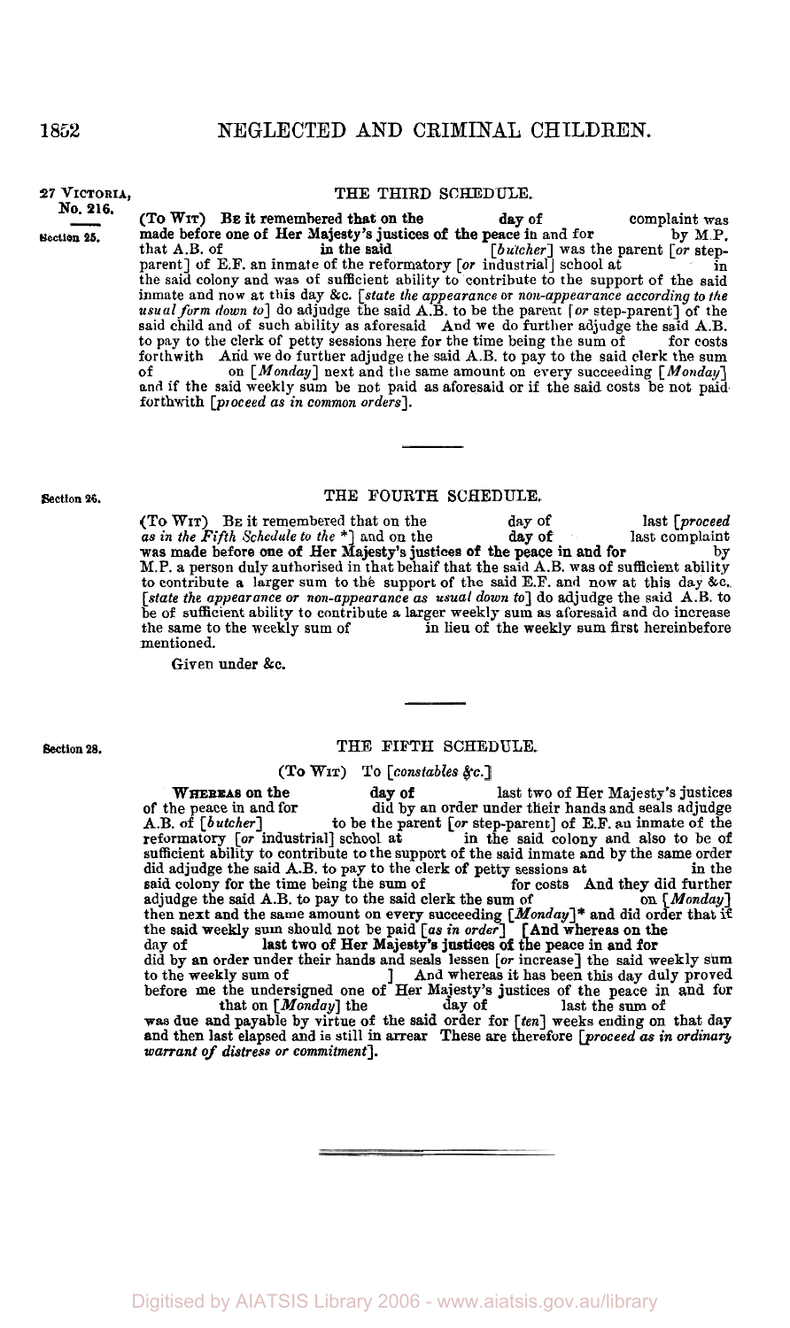27 VICTORIA, No. 216.

## THE THIRD SCHEDULE.

Section 25.

(To Wit) Be it remembered that on the day of complaint was made before one of Her Majesty's justices of the peace in and for by M.P. that A.B. of in the said [*butcher*] was the parent [*or* step-parent] of E.F. an inmate of the reformatory [*or* industrial] school at in the said colony and was of sufficient ability to contribute to the support of the said inmate and now at this day &c. [*state the appearance or non-appearance according to the usual form down to*] do adjudge the said A.B. to be the parent [*or* step-parent] of the said child and of such ability as aforesaid And we do further adjudge the said A.B. to pay to the clerk of petty sessions here for the time being the sum of for costs forthwith And we do further adjudge the said A.B. to pay to the said clerk the sum of on [*Monday*] next and the same amount on every succeeding [*Monday*] and if the said weekly sum be not paid as aforesaid or if the said costs be not paid forthwith [*proceed as in common orders*].

## THE FOURTH SCHEDULE.

Section 26.

(To Wit) Be it remembered that on the day of last [*proceed as in the Fifth Schedule to the* *] and on the day of last complaint was made before one of Her Majesty's justices of the peace in and for by M.P. a person duly authorised in that behalf that the said A.B. was of sufficient ability to contribute a larger sum to the support of the said E.F. and now at this day &c. [*state the appearance or non-appearance as usual down to*] do adjudge the said A.B. to be of sufficient ability to contribute a larger weekly sum as aforesaid and do increase the same to the weekly sum of in lieu of the weekly sum first hereinbefore mentioned.

Given under &c.

## THE FIFTH SCHEDULE.

Section 28.

(To Wit) To [*constables &c.*]

Whereas on the day of last two of Her Majesty's justices of the peace in and for did by an order under their hands and seals adjudge A.B. of [*butcher*] to be the parent [*or* step-parent] of E.F. an inmate of the reformatory [*or* industrial] school at in the said colony and also to be of sufficient ability to contribute to the support of the said inmate and by the same order did adjudge the said A.B. to pay to the clerk of petty sessions at in the said colony for the time being the sum of for costs And they did further adjudge the said A.B. to pay to the said clerk the sum of on [*Monday*] then next and the same amount on every succeeding [*Monday*]* and did order that if the said weekly sum should not be paid [*as in order*] [And whereas on the day of last two of Her Majesty's justices of the peace in and for did by an order under their hands and seals lessen [*or* increase] the said weekly sum to the weekly sum of ] And whereas it has been this day duly proved before me the undersigned one of Her Majesty's justices of the peace in and for that on [*Monday*] the day of last the sum of was due and payable by virtue of the said order for [*ten*] weeks ending on that day and then last elapsed and is still in arrear These are therefore [*proceed as in ordinary warrant of distress or commitment*].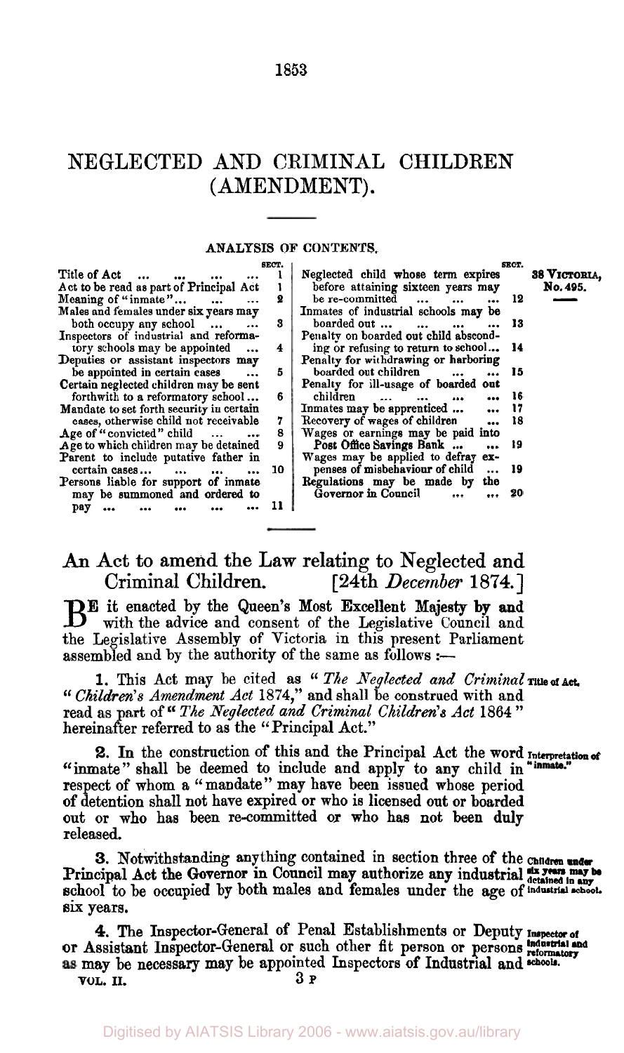# NEGLECTED AND CRIMINAL CHILDREN (AMENDMENT).

38 VICTORIA, No. 495.

## ANALYSIS OF CONTENTS.

| | SECT. |
|---|---|
| Title of Act ... ... ... ... | 1 |
| Act to be read as part of Principal Act | 1 |
| Meaning of "inmate"... ... ... | 2 |
| Males and females under six years may both occupy any school ... ... | 3 |
| Inspectors of industrial and reformatory schools may be appointed ... | 4 |
| Deputies or assistant inspectors may be appointed in certain cases ... | 5 |
| Certain neglected children may be sent forthwith to a reformatory school... | 6 |
| Mandate to set forth security in certain cases, otherwise child not receivable | 7 |
| Age of "convicted" child ... ... | 8 |
| Age to which children may be detained | 9 |
| Parent to include putative father in certain cases... ... ... ... | 10 |
| Persons liable for support of inmate may be summoned and ordered to pay ... ... ... ... ... | 11 |
| Neglected child whose term expires before attaining sixteen years may be re-committed ... ... ... | 12 |
| Inmates of industrial schools may be boarded out ... ... ... ... | 13 |
| Penalty on boarded out child absconding or refusing to return to school... | 14 |
| Penalty for withdrawing or harboring boarded out children ... ... | 15 |
| Penalty for ill-usage of boarded out children ... ... ... ... | 16 |
| Inmates may be apprenticed ... ... | 17 |
| Recovery of wages of children ... | 18 |
| Wages or earnings may be paid into Post Office Savings Bank ... ... | 19 |
| Wages may be applied to defray expenses of misbehaviour of child ... | 19 |
| Regulations may be made by the Governor in Council ... ... | 20 |

---

## An Act to amend the Law relating to Neglected and Criminal Children. [24th *December* 1874.]

**B**E it enacted by the Queen's Most Excellent Majesty by and with the advice and consent of the Legislative Council and the Legislative Assembly of Victoria in this present Parliament assembled and by the authority of the same as follows :—

*Title of Act.*

**1.** This Act may be cited as "*The Neglected and Criminal Children's Amendment Act* 1874," and shall be construed with and read as part of "*The Neglected and Criminal Children's Act* 1864" hereinafter referred to as the "Principal Act."

*Interpretation of "inmate."*

**2.** In the construction of this and the Principal Act the word "inmate" shall be deemed to include and apply to any child in respect of whom a "mandate" may have been issued whose period of detention shall not have expired or who is licensed out or boarded out or who has been re-committed or who has not been duly released.

*Children under six years may be detained in any industrial school.*

**3.** Notwithstanding anything contained in section three of the Principal Act the Governor in Council may authorize any industrial school to be occupied by both males and females under the age of six years.

*Inspector of industrial and reformatory schools.*

**4.** The Inspector-General of Penal Establishments or Deputy or Assistant Inspector-General or such other fit person or persons as may be necessary may be appointed Inspectors of Industrial and

VOL. II. 3 P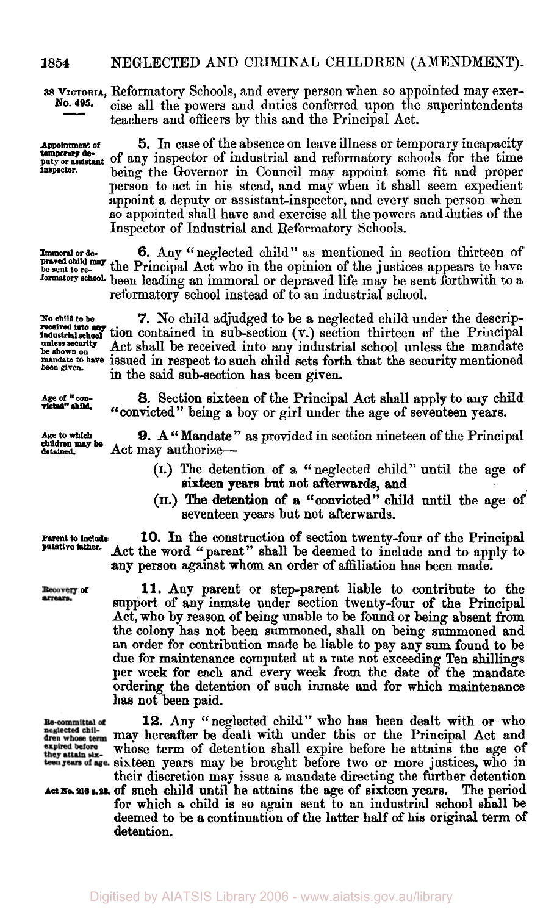38 VICTORIA, No. 495.

Reformatory Schools, and every person when so appointed may exercise all the powers and duties conferred upon the superintendents teachers and officers by this and the Principal Act.

*Appointment of temporary deputy or assistant inspector.*

**5.** In case of the absence on leave illness or temporary incapacity of any inspector of industrial and reformatory schools for the time being the Governor in Council may appoint some fit and proper person to act in his stead, and may when it shall seem expedient appoint a deputy or assistant-inspector, and every such person when so appointed shall have and exercise all the powers and duties of the Inspector of Industrial and Reformatory Schools.

*Immoral or depraved child may be sent to reformatory school.*

**6.** Any "neglected child" as mentioned in section thirteen of the Principal Act who in the opinion of the justices appears to have been leading an immoral or depraved life may be sent forthwith to a reformatory school instead of to an industrial school.

*No child to be received into any industrial school unless security be shown on mandate to have been given.*

**7.** No child adjudged to be a neglected child under the description contained in sub-section (v.) section thirteen of the Principal Act shall be received into any industrial school unless the mandate issued in respect to such child sets forth that the security mentioned in the said sub-section has been given.

*Age of "convicted" child.*

**8.** Section sixteen of the Principal Act shall apply to any child "convicted" being a boy or girl under the age of seventeen years.

*Age to which children may be detained.*

**9.** A "Mandate" as provided in section nineteen of the Principal Act may authorize—

- (I.) The detention of a "neglected child" until the age of sixteen years but not afterwards, and
- (II.) The detention of a "convicted" child until the age of seventeen years but not afterwards.

*Parent to include putative father.*

**10.** In the construction of section twenty-four of the Principal Act the word "parent" shall be deemed to include and to apply to any person against whom an order of affiliation has been made.

*Recovery of arrears.*

**11.** Any parent or step-parent liable to contribute to the support of any inmate under section twenty-four of the Principal Act, who by reason of being unable to be found or being absent from the colony has not been summoned, shall on being summoned and an order for contribution made be liable to pay any sum found to be due for maintenance computed at a rate not exceeding Ten shillings per week for each and every week from the date of the mandate ordering the detention of such inmate and for which maintenance has not been paid.

*Re-committal of neglected children whose term expired before they attain sixteen years of age.*

*Act No. 216 s. 23.*

**12.** Any "neglected child" who has been dealt with or who may hereafter be dealt with under this or the Principal Act and whose term of detention shall expire before he attains the age of sixteen years may be brought before two or more justices, who in their discretion may issue a mandate directing the further detention of such child until he attains the age of sixteen years. The period for which a child is so again sent to an industrial school shall be deemed to be a continuation of the latter half of his original term of detention.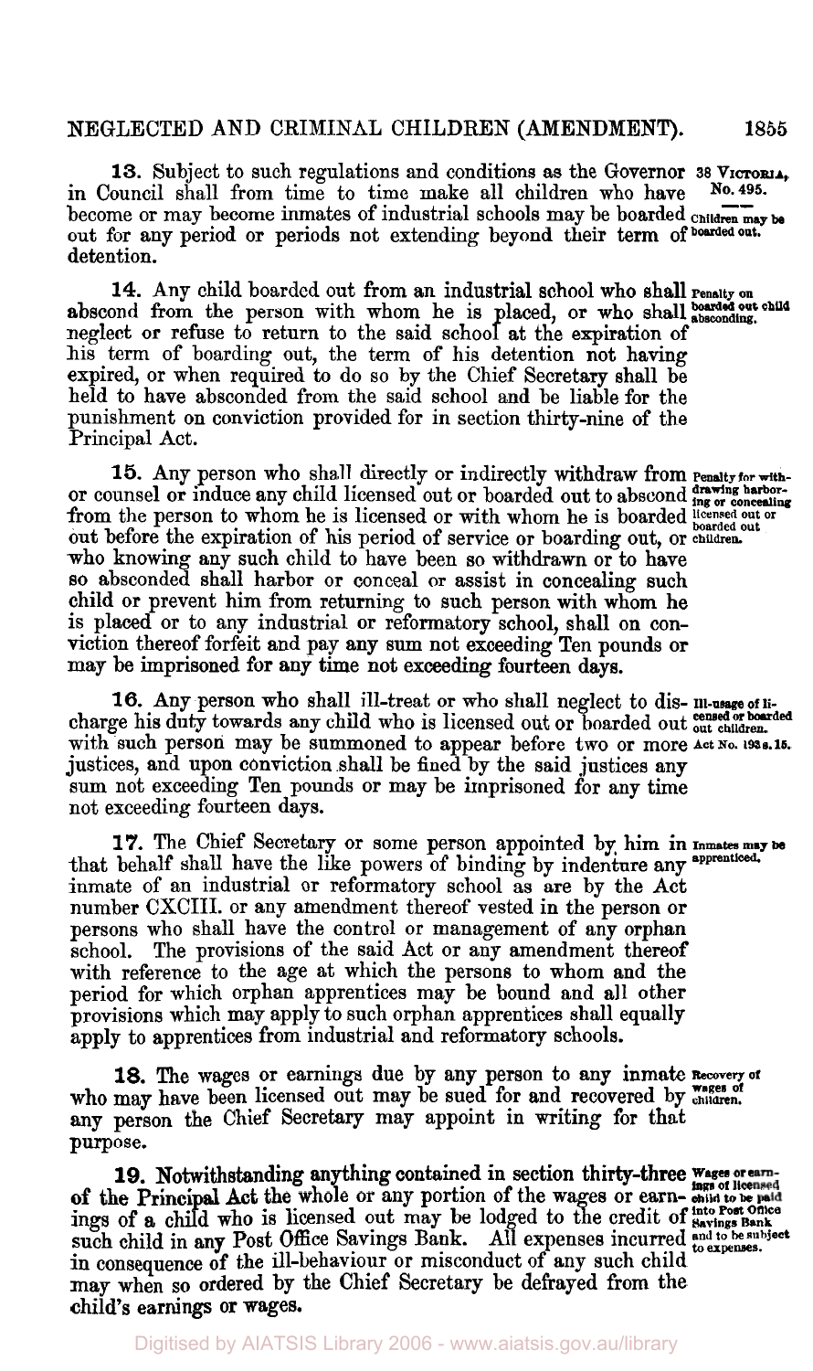**13.** Subject to such regulations and conditions as the Governor in Council shall from time to time make all children who have become or may become inmates of industrial schools may be boarded out for any period or periods not extending beyond their term of detention.

38 VICTORIA, No. 495. Children may be boarded out.

**14.** Any child boarded out from an industrial school who shall abscond from the person with whom he is placed, or who shall neglect or refuse to return to the said school at the expiration of his term of boarding out, the term of his detention not having expired, or when required to do so by the Chief Secretary shall be held to have absconded from the said school and be liable for the punishment on conviction provided for in section thirty-nine of the Principal Act.

Penalty on boarded out child absconding.

**15.** Any person who shall directly or indirectly withdraw from or counsel or induce any child licensed out or boarded out to abscond from the person to whom he is licensed or with whom he is boarded out before the expiration of his period of service or boarding out, or who knowing any such child to have been so withdrawn or to have so absconded shall harbor or conceal or assist in concealing such child or prevent him from returning to such person with whom he is placed or to any industrial or reformatory school, shall on conviction thereof forfeit and pay any sum not exceeding Ten pounds or may be imprisoned for any time not exceeding fourteen days.

Penalty for withdrawing harboring or concealing licensed out or boarded out children.

**16.** Any person who shall ill-treat or who shall neglect to discharge his duty towards any child who is licensed out or boarded out with such person may be summoned to appear before two or more justices, and upon conviction shall be fined by the said justices any sum not exceeding Ten pounds or may be imprisoned for any time not exceeding fourteen days.

Ill-usage of licensed or boarded out children. Act No. 193 s. 15.

**17.** The Chief Secretary or some person appointed by him in that behalf shall have the like powers of binding by indenture any inmate of an industrial or reformatory school as are by the Act number CXCIII. or any amendment thereof vested in the person or persons who shall have the control or management of any orphan school. The provisions of the said Act or any amendment thereof with reference to the age at which the persons to whom and the period for which orphan apprentices may be bound and all other provisions which may apply to such orphan apprentices shall equally apply to apprentices from industrial and reformatory schools.

Inmates may be apprenticed.

**18.** The wages or earnings due by any person to any inmate who may have been licensed out may be sued for and recovered by any person the Chief Secretary may appoint in writing for that purpose.

Recovery of wages of children.

**19.** Notwithstanding anything contained in section thirty-three of the Principal Act the whole or any portion of the wages or earnings of a child who is licensed out may be lodged to the credit of such child in any Post Office Savings Bank. All expenses incurred in consequence of the ill-behaviour or misconduct of any such child may when so ordered by the Chief Secretary be defrayed from the child's earnings or wages.

Wages or earnings of licensed child to be paid into Post Office Savings Bank and to be subject to expenses.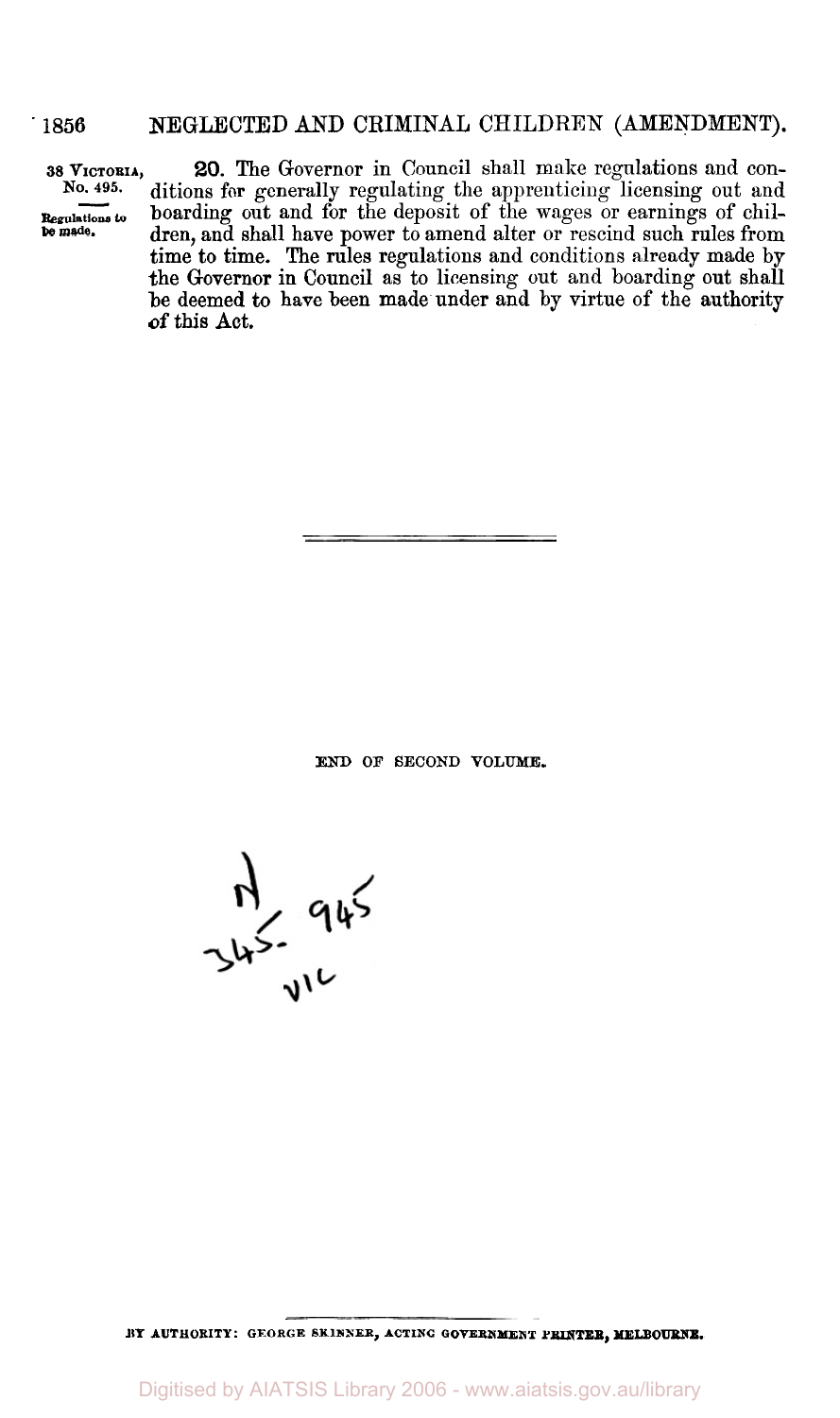38 VICTORIA, No. 495.

Regulations to be made.

**20.** The Governor in Council shall make regulations and conditions for generally regulating the apprenticing licensing out and boarding out and for the deposit of the wages or earnings of children, and shall have power to amend alter or rescind such rules from time to time. The rules regulations and conditions already made by the Governor in Council as to licensing out and boarding out shall be deemed to have been made under and by virtue of the authority of this Act.

---

END OF SECOND VOLUME.

N 345.945 VIC

BY AUTHORITY: GEORGE SKINNER, ACTING GOVERNMENT PRINTER, MELBOURNE.

Digitised by AIATSIS Library 2006 - www.aiatsis.gov.au/library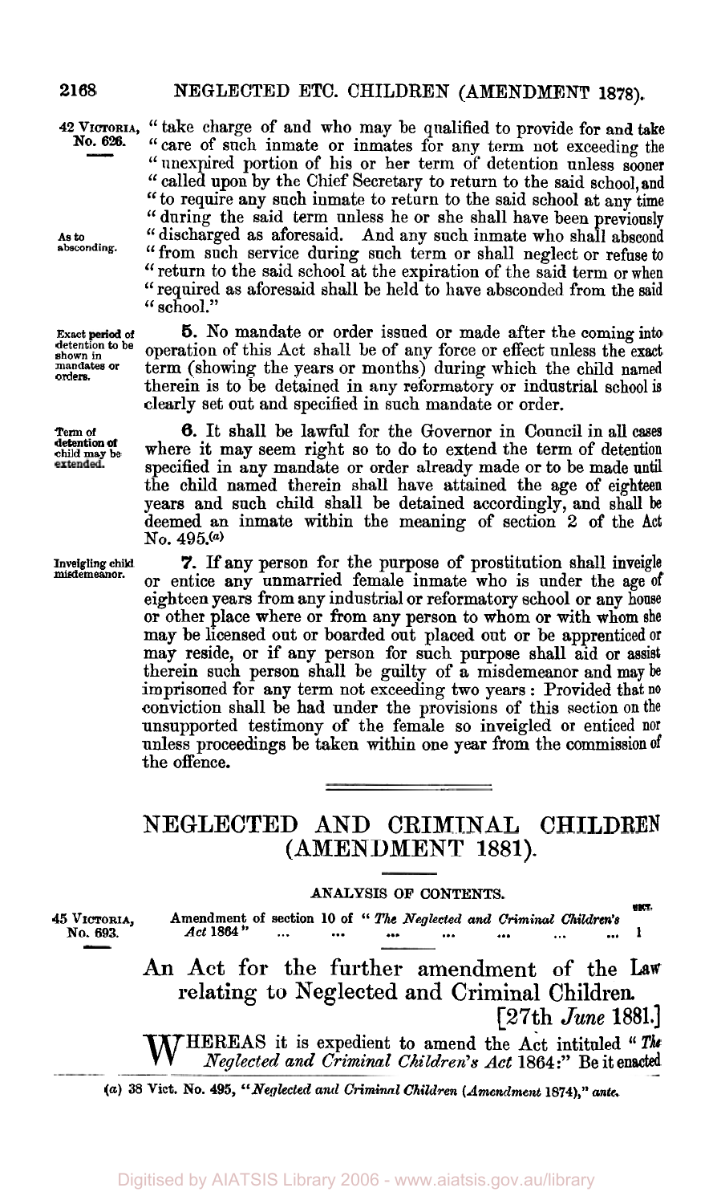42 VICTORIA, No. 626.

"take charge of and who may be qualified to provide for and take "care of such inmate or inmates for any term not exceeding the "unexpired portion of his or her term of detention unless sooner "called upon by the Chief Secretary to return to the said school, and "to require any such inmate to return to the said school at any time "during the said term unless he or she shall have been previously "discharged as aforesaid. And any such inmate who shall abscond "from such service during such term or shall neglect or refuse to "return to the said school at the expiration of the said term or when "required as aforesaid shall be held to have absconded from the said "school."

*As to absconding.*

*Exact period of detention to be shown in mandates or orders.*

**5.** No mandate or order issued or made after the coming into operation of this Act shall be of any force or effect unless the exact term (showing the years or months) during which the child named therein is to be detained in any reformatory or industrial school is clearly set out and specified in such mandate or order.

*Term of detention of child may be extended.*

**6.** It shall be lawful for the Governor in Council in all cases where it may seem right so to do to extend the term of detention specified in any mandate or order already made or to be made until the child named therein shall have attained the age of eighteen years and such child shall be detained accordingly, and shall be deemed an inmate within the meaning of section 2 of the Act No. 495.[(a)]

*Inveigling child misdemeanor.*

**7.** If any person for the purpose of prostitution shall inveigle or entice any unmarried female inmate who is under the age of eighteen years from any industrial or reformatory school or any house or other place where or from any person to whom or with whom she may be licensed out or boarded out placed out or be apprenticed or may reside, or if any person for such purpose shall aid or assist therein such person shall be guilty of a misdemeanor and may be imprisoned for any term not exceeding two years: Provided that no conviction shall be had under the provisions of this section on the unsupported testimony of the female so inveigled or enticed nor unless proceedings be taken within one year from the commission of the offence.

---

# NEGLECTED AND CRIMINAL CHILDREN (AMENDMENT 1881).

## ANALYSIS OF CONTENTS.

45 VICTORIA, No. 693.

| | SECT. |
|---|---|
| Amendment of section 10 of "*The Neglected and Criminal Children's Act* 1864" ... ... ... ... ... ... ... | 1 |

## An Act for the further amendment of the Law relating to Neglected and Criminal Children.

[27th *June* 1881.]

WHEREAS it is expedient to amend the Act intituled "*The Neglected and Criminal Children's Act* 1864:" Be it enacted

(a) 38 Vict. No. 495, "*Neglected and Criminal Children (Amendment* 1874)," *ante.*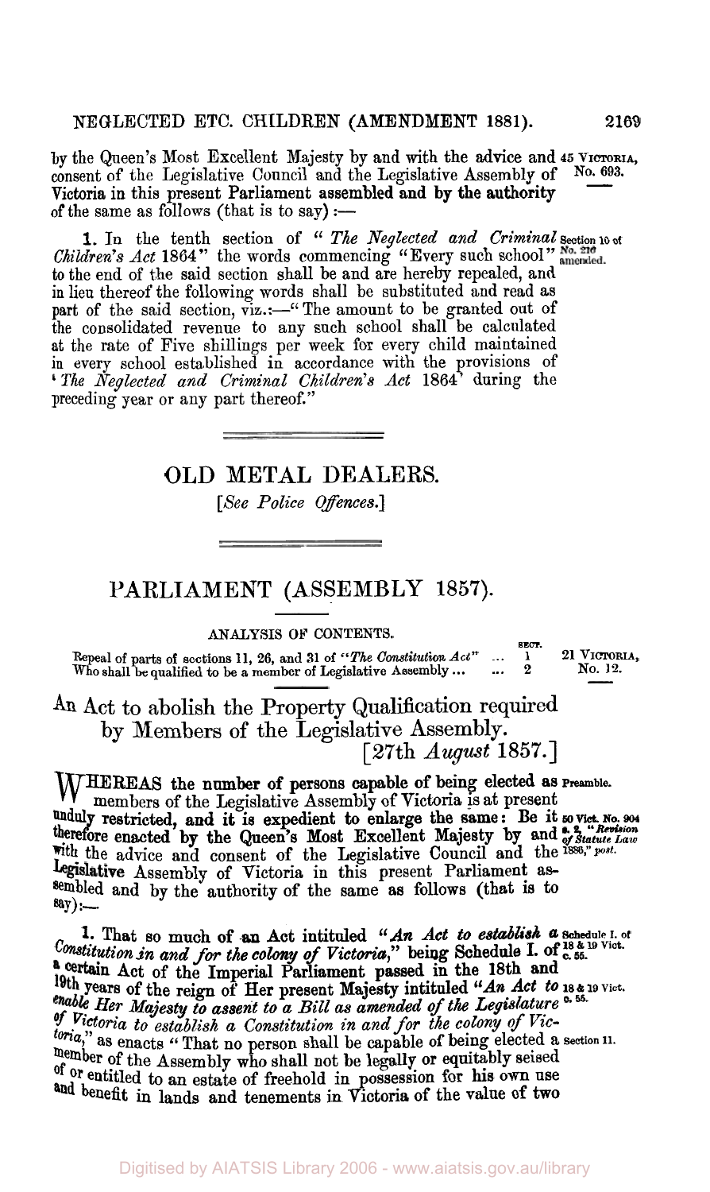by the Queen's Most Excellent Majesty by and with the advice and consent of the Legislative Council and the Legislative Assembly of Victoria in this present Parliament assembled and by the authority of the same as follows (that is to say):—

45 VICTORIA, No. 693.

**1.** In the tenth section of "*The Neglected and Criminal Children's Act* 1864" the words commencing "Every such school" to the end of the said section shall be and are hereby repealed, and in lieu thereof the following words shall be substituted and read as part of the said section, viz.:—"The amount to be granted out of the consolidated revenue to any such school shall be calculated at the rate of Five shillings per week for every child maintained in every school established in accordance with the provisions of '*The Neglected and Criminal Children's Act* 1864' during the preceding year or any part thereof."

Section 10 of No. 216 amended.

## OLD METAL DEALERS.

[*See Police Offences.*]

## PARLIAMENT (ASSEMBLY 1857).

ANALYSIS OF CONTENTS.

| | SECT. |
|---|---|
| Repeal of parts of sections 11, 26, and 31 of "*The Constitution Act*" ... | 1 |
| Who shall be qualified to be a member of Legislative Assembly ... ... | 2 |

21 VICTORIA, No. 12.

### An Act to abolish the Property Qualification required by Members of the Legislative Assembly.

[27th *August* 1857.]

WHEREAS the number of persons capable of being elected as members of the Legislative Assembly of Victoria is at present unduly restricted, and it is expedient to enlarge the same: Be it therefore enacted by the Queen's Most Excellent Majesty by and with the advice and consent of the Legislative Council and the Legislative Assembly of Victoria in this present Parliament assembled and by the authority of the same as follows (that is to say):—

Preamble.

50 Vict. No. 904 s. 2, "*Revision of Statute Law* 1886," *post.*

**1.** That so much of an Act intituled "*An Act to establish a Constitution in and for the colony of Victoria,*" being Schedule I. of a certain Act of the Imperial Parliament passed in the 18th and 19th years of the reign of Her present Majesty intituled "*An Act to enable Her Majesty to assent to a Bill as amended of the Legislature of Victoria to establish a Constitution in and for the colony of Victoria,*" as enacts "That no person shall be capable of being elected a member of the Assembly who shall not be legally or equitably seised of or entitled to an estate of freehold in possession for his own use and benefit in lands and tenements in Victoria of the value of two

Schedule I. of 18 & 19 Vict. c. 55.

18 & 19 Vict. c. 55.

Section 11.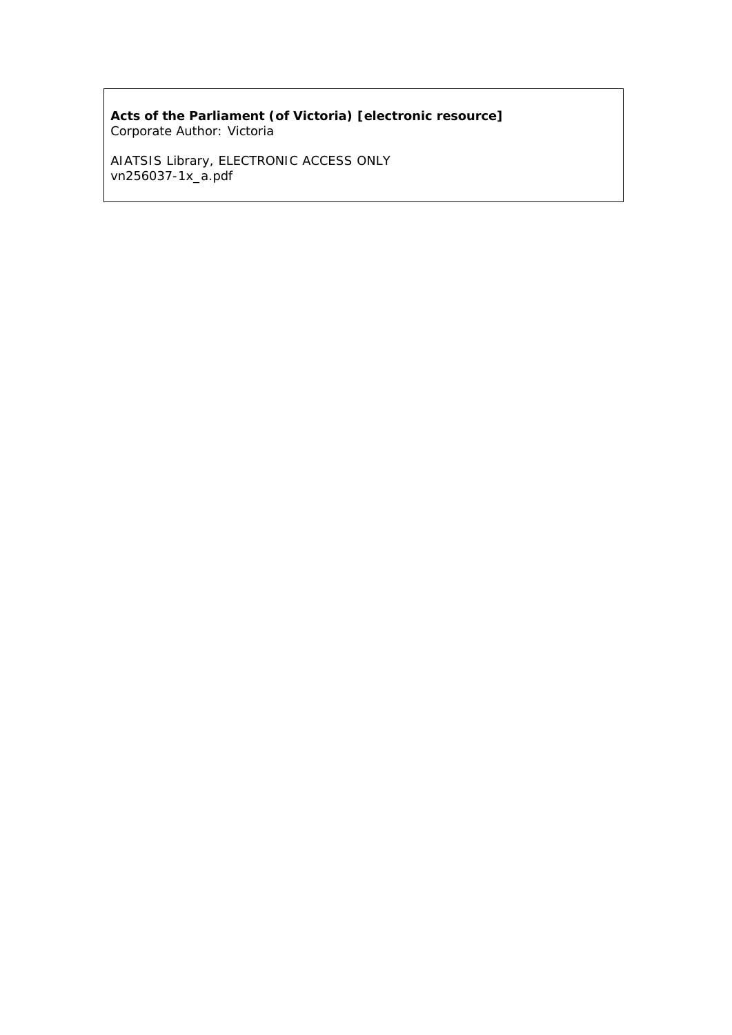**Acts of the Parliament (of Victoria) [electronic resource]**
Corporate Author: Victoria

AIATSIS Library, ELECTRONIC ACCESS ONLY
vn256037-1x_a.pdf